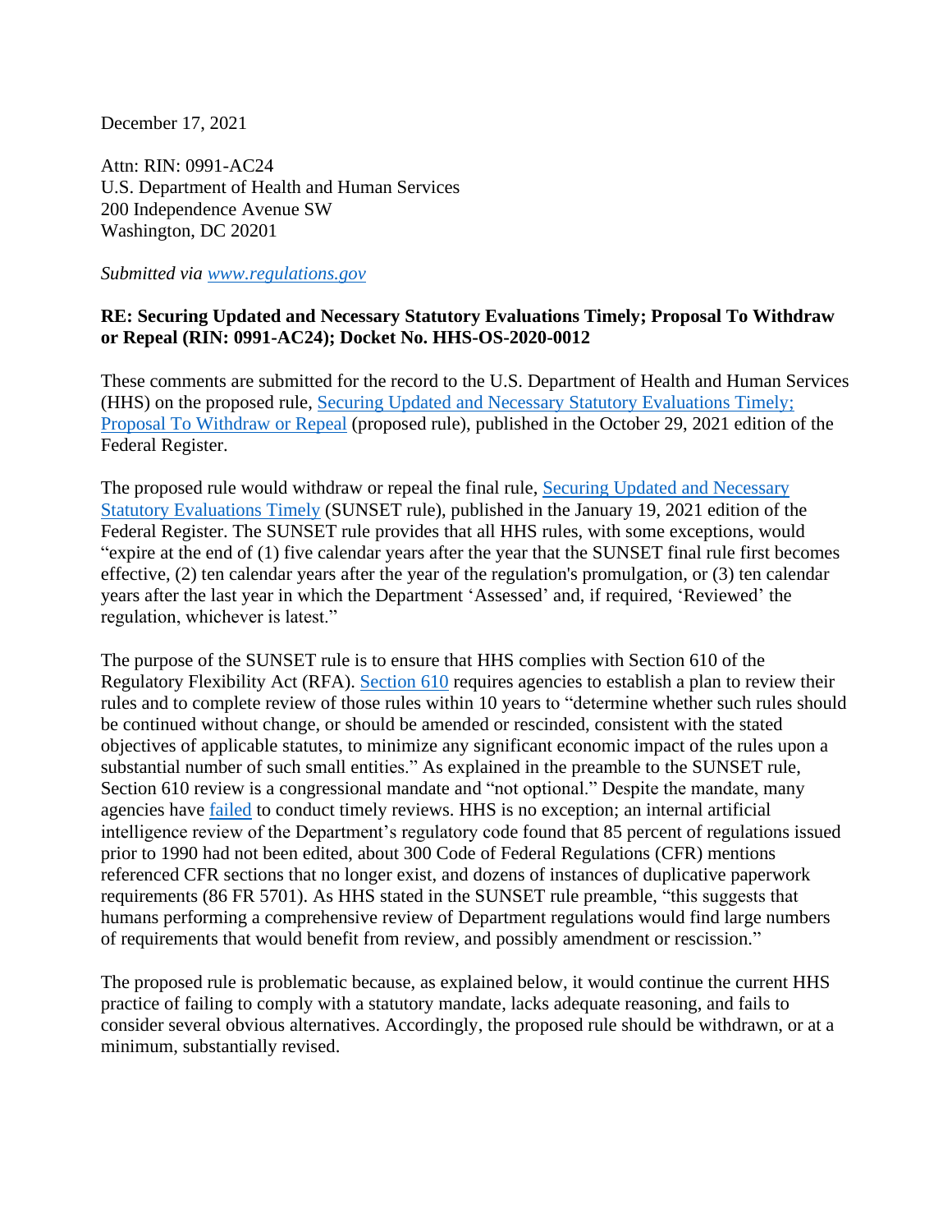December 17, 2021

Attn: RIN: 0991-AC24
U.S. Department of Health and Human Services
200 Independence Avenue SW
Washington, DC 20201

*Submitted via [www.regulations.gov](www.regulations.gov)*

**RE: Securing Updated and Necessary Statutory Evaluations Timely; Proposal To Withdraw or Repeal (RIN: 0991-AC24); Docket No. HHS-OS-2020-0012**

These comments are submitted for the record to the U.S. Department of Health and Human Services (HHS) on the proposed rule, Securing Updated and Necessary Statutory Evaluations Timely; Proposal To Withdraw or Repeal (proposed rule), published in the October 29, 2021 edition of the Federal Register.

The proposed rule would withdraw or repeal the final rule, Securing Updated and Necessary Statutory Evaluations Timely (SUNSET rule), published in the January 19, 2021 edition of the Federal Register. The SUNSET rule provides that all HHS rules, with some exceptions, would "expire at the end of (1) five calendar years after the year that the SUNSET final rule first becomes effective, (2) ten calendar years after the year of the regulation's promulgation, or (3) ten calendar years after the last year in which the Department 'Assessed' and, if required, 'Reviewed' the regulation, whichever is latest."

The purpose of the SUNSET rule is to ensure that HHS complies with Section 610 of the Regulatory Flexibility Act (RFA). Section 610 requires agencies to establish a plan to review their rules and to complete review of those rules within 10 years to "determine whether such rules should be continued without change, or should be amended or rescinded, consistent with the stated objectives of applicable statutes, to minimize any significant economic impact of the rules upon a substantial number of such small entities." As explained in the preamble to the SUNSET rule, Section 610 review is a congressional mandate and "not optional." Despite the mandate, many agencies have failed to conduct timely reviews. HHS is no exception; an internal artificial intelligence review of the Department's regulatory code found that 85 percent of regulations issued prior to 1990 had not been edited, about 300 Code of Federal Regulations (CFR) mentions referenced CFR sections that no longer exist, and dozens of instances of duplicative paperwork requirements (86 FR 5701). As HHS stated in the SUNSET rule preamble, "this suggests that humans performing a comprehensive review of Department regulations would find large numbers of requirements that would benefit from review, and possibly amendment or rescission."

The proposed rule is problematic because, as explained below, it would continue the current HHS practice of failing to comply with a statutory mandate, lacks adequate reasoning, and fails to consider several obvious alternatives. Accordingly, the proposed rule should be withdrawn, or at a minimum, substantially revised.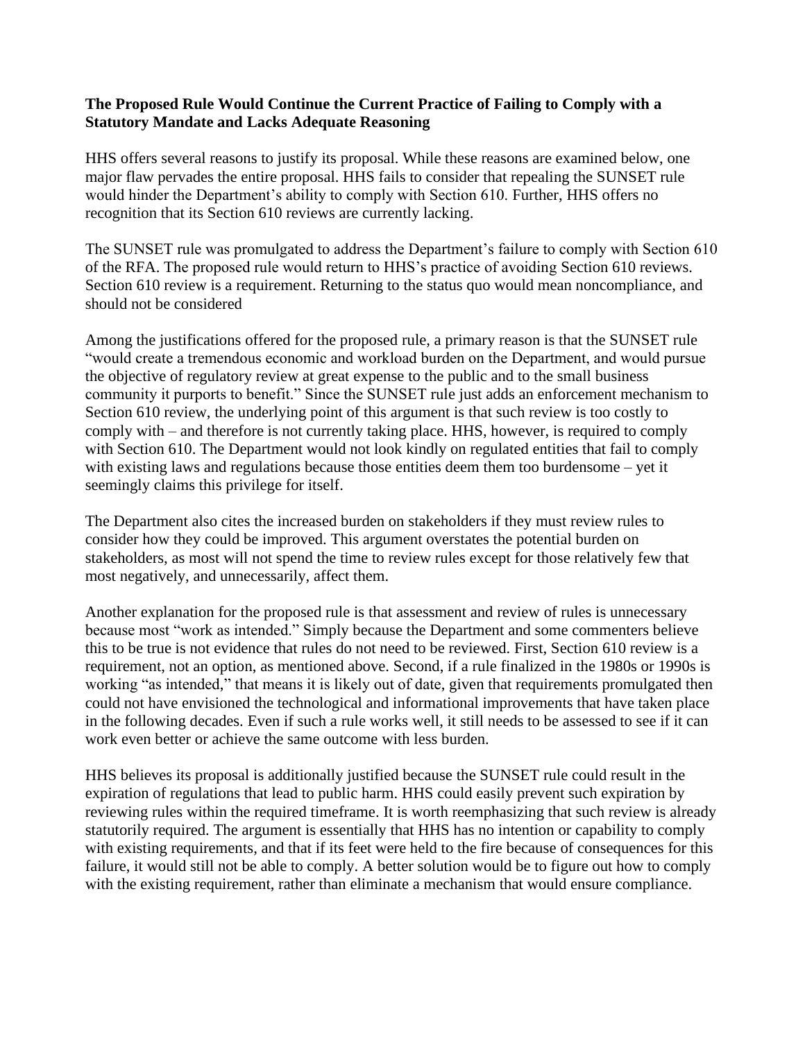**The Proposed Rule Would Continue the Current Practice of Failing to Comply with a Statutory Mandate and Lacks Adequate Reasoning**

HHS offers several reasons to justify its proposal. While these reasons are examined below, one major flaw pervades the entire proposal. HHS fails to consider that repealing the SUNSET rule would hinder the Department's ability to comply with Section 610. Further, HHS offers no recognition that its Section 610 reviews are currently lacking.

The SUNSET rule was promulgated to address the Department's failure to comply with Section 610 of the RFA. The proposed rule would return to HHS's practice of avoiding Section 610 reviews. Section 610 review is a requirement. Returning to the status quo would mean noncompliance, and should not be considered

Among the justifications offered for the proposed rule, a primary reason is that the SUNSET rule "would create a tremendous economic and workload burden on the Department, and would pursue the objective of regulatory review at great expense to the public and to the small business community it purports to benefit." Since the SUNSET rule just adds an enforcement mechanism to Section 610 review, the underlying point of this argument is that such review is too costly to comply with – and therefore is not currently taking place. HHS, however, is required to comply with Section 610. The Department would not look kindly on regulated entities that fail to comply with existing laws and regulations because those entities deem them too burdensome – yet it seemingly claims this privilege for itself.

The Department also cites the increased burden on stakeholders if they must review rules to consider how they could be improved. This argument overstates the potential burden on stakeholders, as most will not spend the time to review rules except for those relatively few that most negatively, and unnecessarily, affect them.

Another explanation for the proposed rule is that assessment and review of rules is unnecessary because most "work as intended." Simply because the Department and some commenters believe this to be true is not evidence that rules do not need to be reviewed. First, Section 610 review is a requirement, not an option, as mentioned above. Second, if a rule finalized in the 1980s or 1990s is working "as intended," that means it is likely out of date, given that requirements promulgated then could not have envisioned the technological and informational improvements that have taken place in the following decades. Even if such a rule works well, it still needs to be assessed to see if it can work even better or achieve the same outcome with less burden.

HHS believes its proposal is additionally justified because the SUNSET rule could result in the expiration of regulations that lead to public harm. HHS could easily prevent such expiration by reviewing rules within the required timeframe. It is worth reemphasizing that such review is already statutorily required. The argument is essentially that HHS has no intention or capability to comply with existing requirements, and that if its feet were held to the fire because of consequences for this failure, it would still not be able to comply. A better solution would be to figure out how to comply with the existing requirement, rather than eliminate a mechanism that would ensure compliance.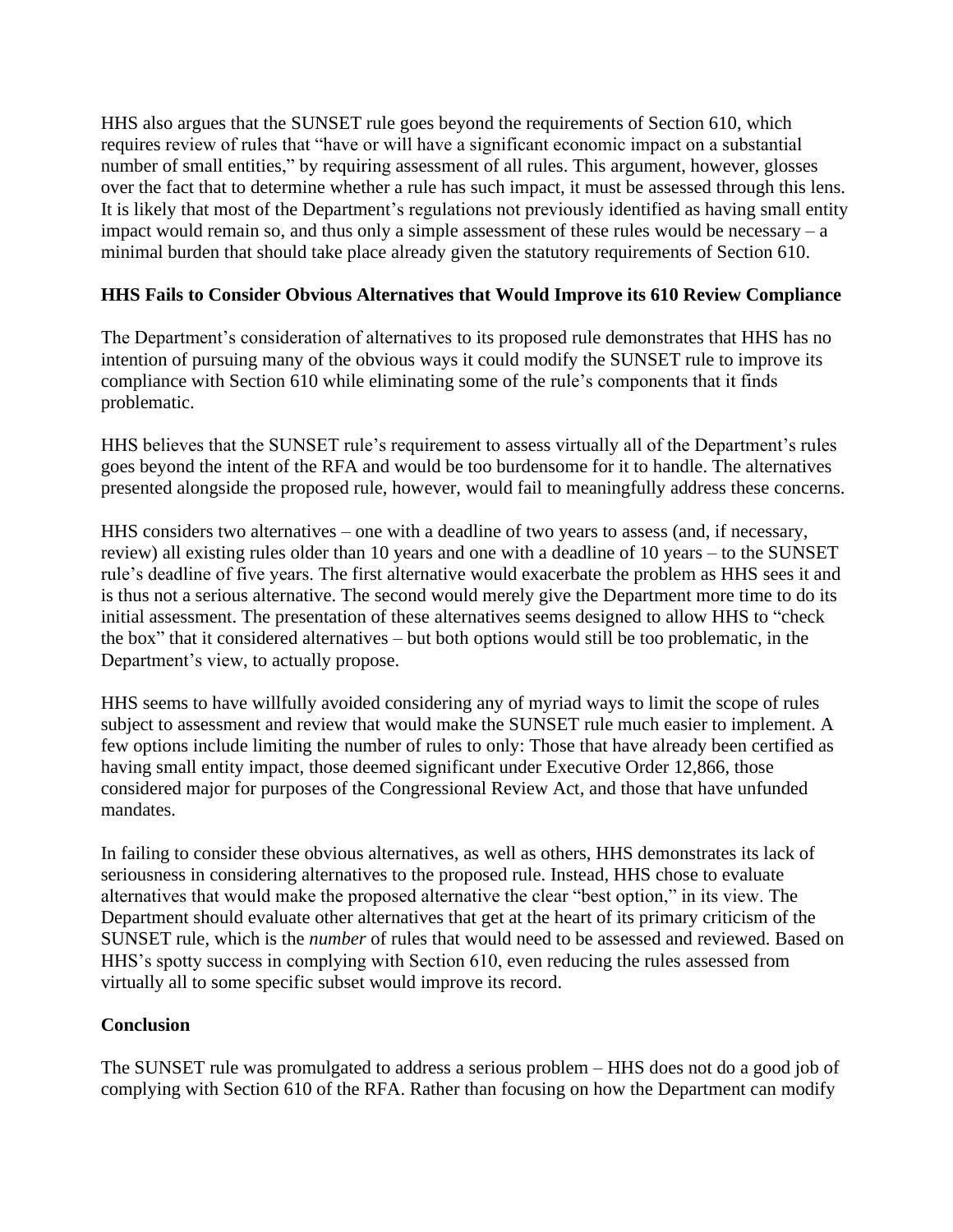HHS also argues that the SUNSET rule goes beyond the requirements of Section 610, which requires review of rules that "have or will have a significant economic impact on a substantial number of small entities," by requiring assessment of all rules. This argument, however, glosses over the fact that to determine whether a rule has such impact, it must be assessed through this lens. It is likely that most of the Department's regulations not previously identified as having small entity impact would remain so, and thus only a simple assessment of these rules would be necessary – a minimal burden that should take place already given the statutory requirements of Section 610.

**HHS Fails to Consider Obvious Alternatives that Would Improve its 610 Review Compliance**

The Department's consideration of alternatives to its proposed rule demonstrates that HHS has no intention of pursuing many of the obvious ways it could modify the SUNSET rule to improve its compliance with Section 610 while eliminating some of the rule's components that it finds problematic.

HHS believes that the SUNSET rule's requirement to assess virtually all of the Department's rules goes beyond the intent of the RFA and would be too burdensome for it to handle. The alternatives presented alongside the proposed rule, however, would fail to meaningfully address these concerns.

HHS considers two alternatives – one with a deadline of two years to assess (and, if necessary, review) all existing rules older than 10 years and one with a deadline of 10 years – to the SUNSET rule's deadline of five years. The first alternative would exacerbate the problem as HHS sees it and is thus not a serious alternative. The second would merely give the Department more time to do its initial assessment. The presentation of these alternatives seems designed to allow HHS to "check the box" that it considered alternatives – but both options would still be too problematic, in the Department's view, to actually propose.

HHS seems to have willfully avoided considering any of myriad ways to limit the scope of rules subject to assessment and review that would make the SUNSET rule much easier to implement. A few options include limiting the number of rules to only: Those that have already been certified as having small entity impact, those deemed significant under Executive Order 12,866, those considered major for purposes of the Congressional Review Act, and those that have unfunded mandates.

In failing to consider these obvious alternatives, as well as others, HHS demonstrates its lack of seriousness in considering alternatives to the proposed rule. Instead, HHS chose to evaluate alternatives that would make the proposed alternative the clear "best option," in its view. The Department should evaluate other alternatives that get at the heart of its primary criticism of the SUNSET rule, which is the *number* of rules that would need to be assessed and reviewed. Based on HHS's spotty success in complying with Section 610, even reducing the rules assessed from virtually all to some specific subset would improve its record.

**Conclusion**

The SUNSET rule was promulgated to address a serious problem – HHS does not do a good job of complying with Section 610 of the RFA. Rather than focusing on how the Department can modify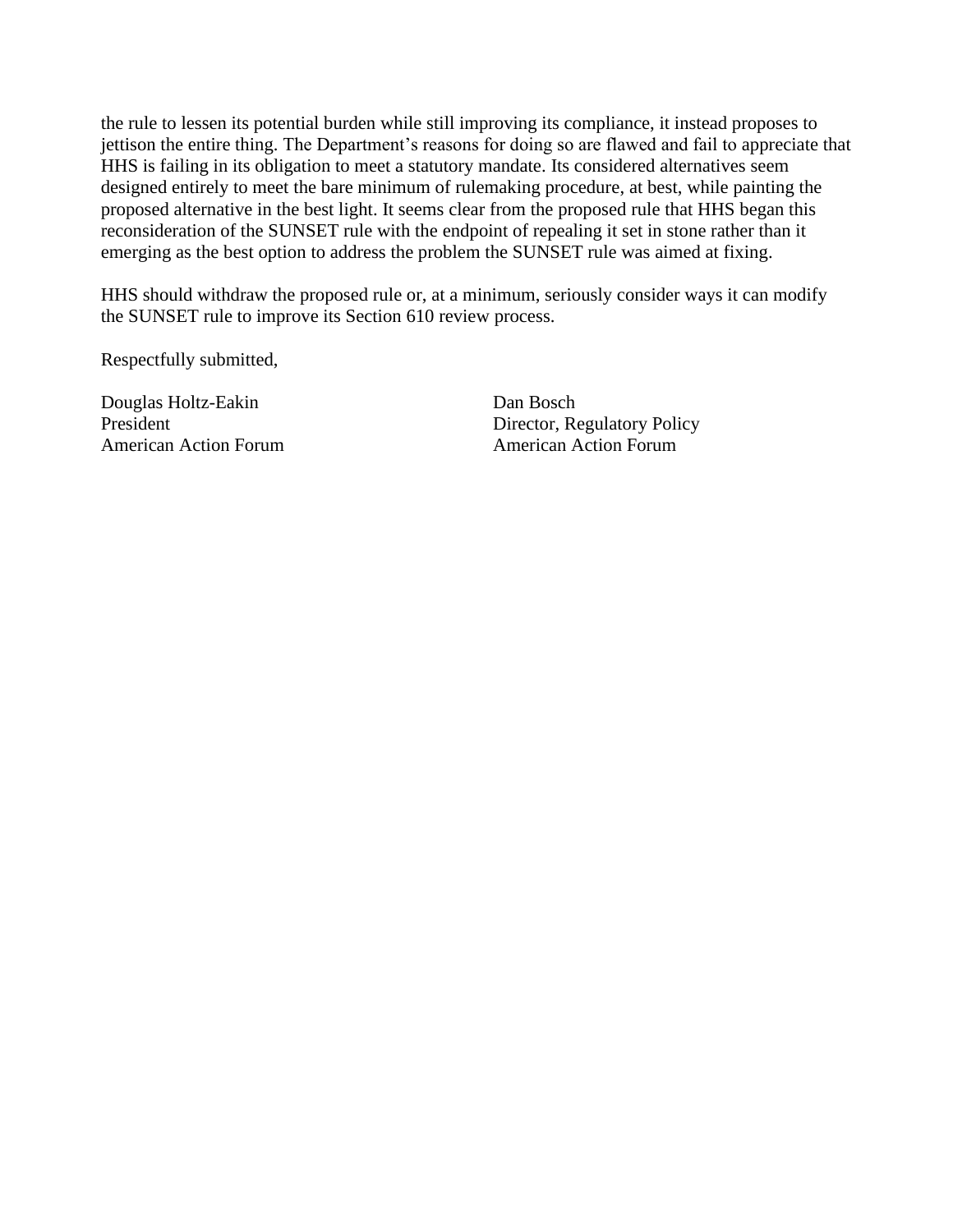the rule to lessen its potential burden while still improving its compliance, it instead proposes to jettison the entire thing. The Department's reasons for doing so are flawed and fail to appreciate that HHS is failing in its obligation to meet a statutory mandate. Its considered alternatives seem designed entirely to meet the bare minimum of rulemaking procedure, at best, while painting the proposed alternative in the best light. It seems clear from the proposed rule that HHS began this reconsideration of the SUNSET rule with the endpoint of repealing it set in stone rather than it emerging as the best option to address the problem the SUNSET rule was aimed at fixing.

HHS should withdraw the proposed rule or, at a minimum, seriously consider ways it can modify the SUNSET rule to improve its Section 610 review process.

Respectfully submitted,

Douglas Holtz-Eakin
President
American Action Forum

Dan Bosch
Director, Regulatory Policy
American Action Forum